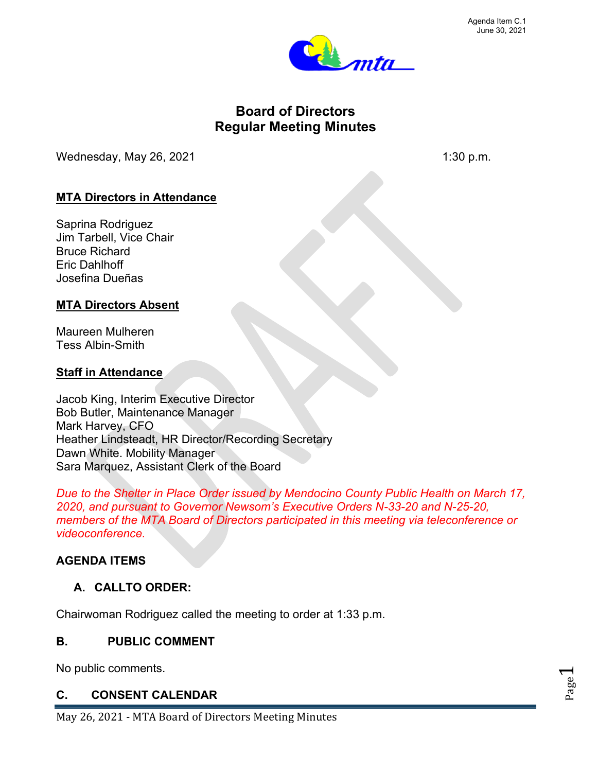Agenda Item C.1
June 30, 2021

# Board of Directors
# Regular Meeting Minutes

Wednesday, May 26, 2021 1:30 p.m.

**MTA Directors in Attendance**

Saprina Rodriguez
Jim Tarbell, Vice Chair
Bruce Richard
Eric Dahlhoff
Josefina Dueñas

**MTA Directors Absent**

Maureen Mulheren
Tess Albin-Smith

**Staff in Attendance**

Jacob King, Interim Executive Director
Bob Butler, Maintenance Manager
Mark Harvey, CFO
Heather Lindsteadt, HR Director/Recording Secretary
Dawn White. Mobility Manager
Sara Marquez, Assistant Clerk of the Board

*Due to the Shelter in Place Order issued by Mendocino County Public Health on March 17, 2020, and pursuant to Governor Newsom's Executive Orders N-33-20 and N-25-20, members of the MTA Board of Directors participated in this meeting via teleconference or videoconference.*

**AGENDA ITEMS**

**A. CALLTO ORDER:**

Chairwoman Rodriguez called the meeting to order at 1:33 p.m.

**B. PUBLIC COMMENT**

No public comments.

**C. CONSENT CALENDAR**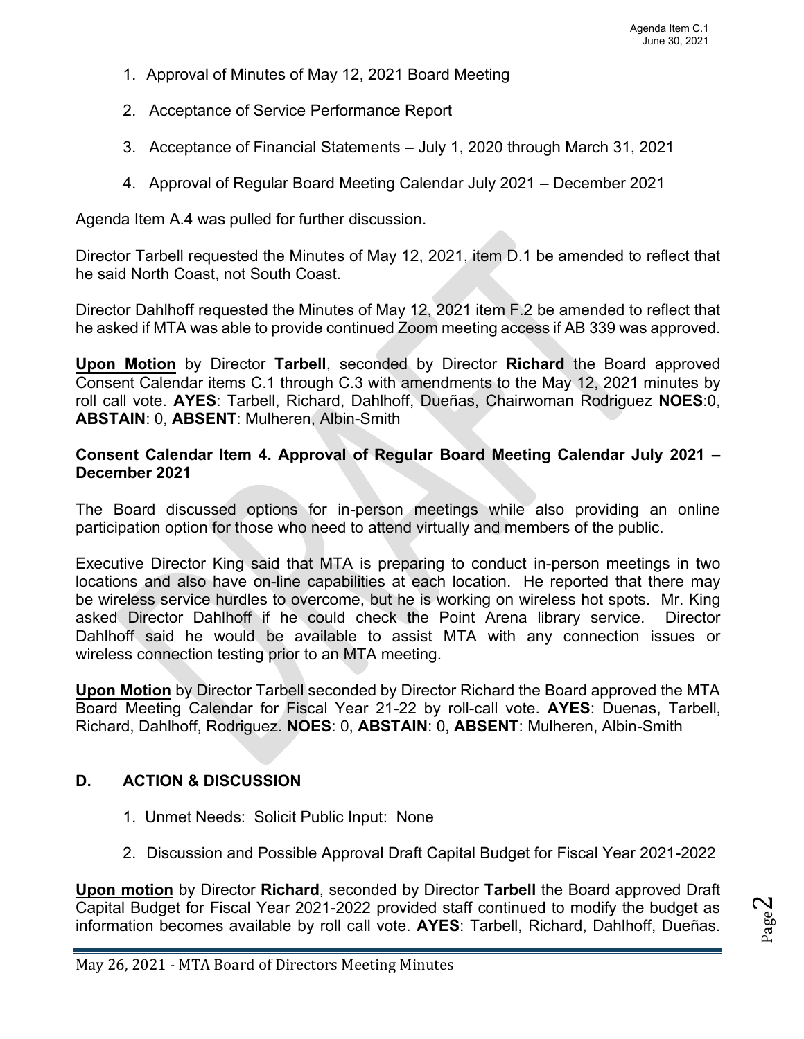1. Approval of Minutes of May 12, 2021 Board Meeting
2. Acceptance of Service Performance Report
3. Acceptance of Financial Statements – July 1, 2020 through March 31, 2021
4. Approval of Regular Board Meeting Calendar July 2021 – December 2021

Agenda Item A.4 was pulled for further discussion.

Director Tarbell requested the Minutes of May 12, 2021, item D.1 be amended to reflect that he said North Coast, not South Coast.

Director Dahlhoff requested the Minutes of May 12, 2021 item F.2 be amended to reflect that he asked if MTA was able to provide continued Zoom meeting access if AB 339 was approved.

**Upon Motion** by Director **Tarbell**, seconded by Director **Richard** the Board approved Consent Calendar items C.1 through C.3 with amendments to the May 12, 2021 minutes by roll call vote. **AYES**: Tarbell, Richard, Dahlhoff, Dueñas, Chairwoman Rodriguez **NOES**:0, **ABSTAIN**: 0, **ABSENT**: Mulheren, Albin-Smith

**Consent Calendar Item 4. Approval of Regular Board Meeting Calendar July 2021 – December 2021**

The Board discussed options for in-person meetings while also providing an online participation option for those who need to attend virtually and members of the public.

Executive Director King said that MTA is preparing to conduct in-person meetings in two locations and also have on-line capabilities at each location. He reported that there may be wireless service hurdles to overcome, but he is working on wireless hot spots. Mr. King asked Director Dahlhoff if he could check the Point Arena library service. Director Dahlhoff said he would be available to assist MTA with any connection issues or wireless connection testing prior to an MTA meeting.

**Upon Motion** by Director Tarbell seconded by Director Richard the Board approved the MTA Board Meeting Calendar for Fiscal Year 21-22 by roll-call vote. **AYES**: Duenas, Tarbell, Richard, Dahlhoff, Rodriguez. **NOES**: 0, **ABSTAIN**: 0, **ABSENT**: Mulheren, Albin-Smith

## D. ACTION & DISCUSSION

1. Unmet Needs: Solicit Public Input: None
2. Discussion and Possible Approval Draft Capital Budget for Fiscal Year 2021-2022

**Upon motion** by Director **Richard**, seconded by Director **Tarbell** the Board approved Draft Capital Budget for Fiscal Year 2021-2022 provided staff continued to modify the budget as information becomes available by roll call vote. **AYES**: Tarbell, Richard, Dahlhoff, Dueñas.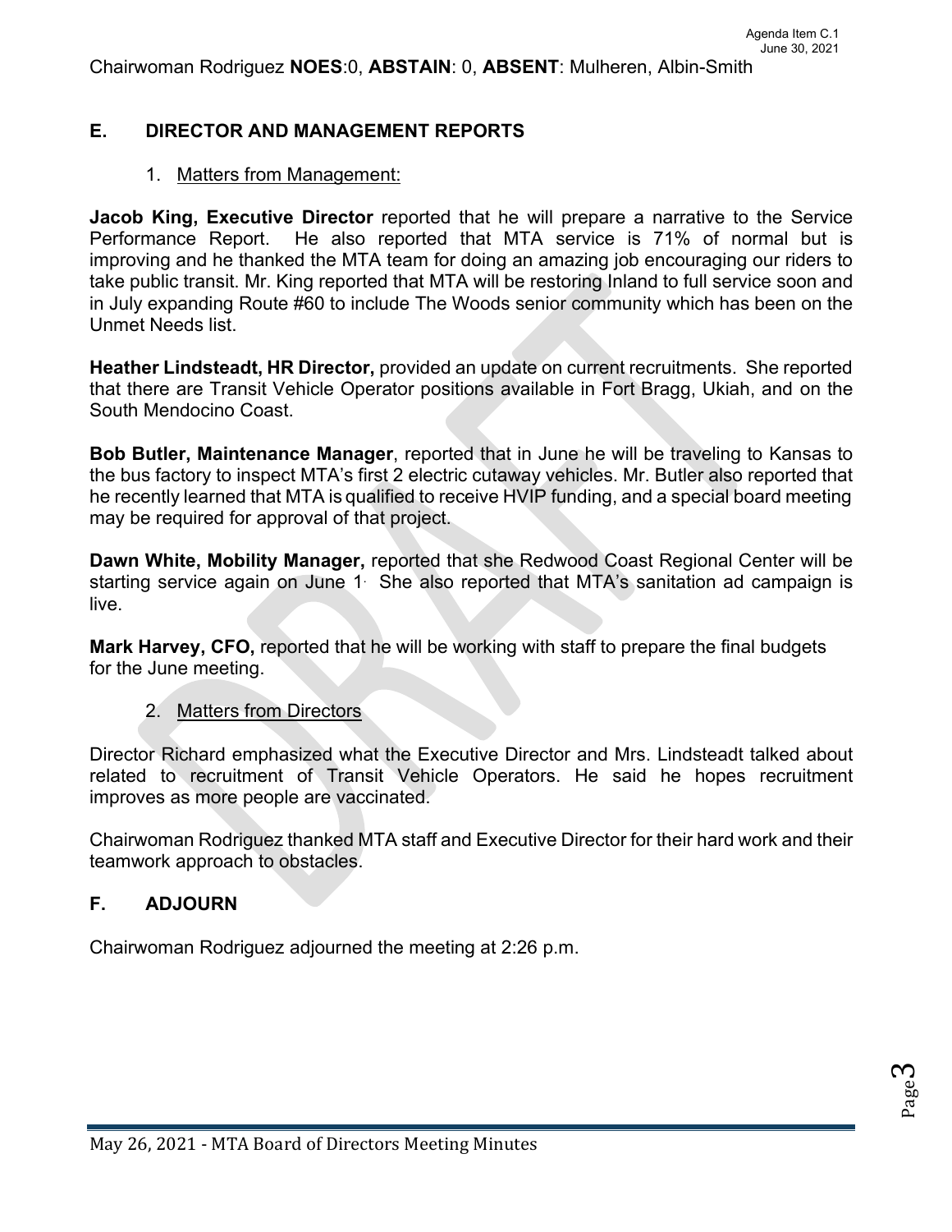Chairwoman Rodriguez **NOES**:0, **ABSTAIN**: 0, **ABSENT**: Mulheren, Albin-Smith

## E. DIRECTOR AND MANAGEMENT REPORTS

1. Matters from Management:

**Jacob King, Executive Director** reported that he will prepare a narrative to the Service Performance Report. He also reported that MTA service is 71% of normal but is improving and he thanked the MTA team for doing an amazing job encouraging our riders to take public transit. Mr. King reported that MTA will be restoring Inland to full service soon and in July expanding Route #60 to include The Woods senior community which has been on the Unmet Needs list.

**Heather Lindsteadt, HR Director,** provided an update on current recruitments. She reported that there are Transit Vehicle Operator positions available in Fort Bragg, Ukiah, and on the South Mendocino Coast.

**Bob Butler, Maintenance Manager**, reported that in June he will be traveling to Kansas to the bus factory to inspect MTA's first 2 electric cutaway vehicles. Mr. Butler also reported that he recently learned that MTA is qualified to receive HVIP funding, and a special board meeting may be required for approval of that project.

**Dawn White, Mobility Manager,** reported that she Redwood Coast Regional Center will be starting service again on June 1. She also reported that MTA's sanitation ad campaign is live.

**Mark Harvey, CFO,** reported that he will be working with staff to prepare the final budgets for the June meeting.

2. Matters from Directors

Director Richard emphasized what the Executive Director and Mrs. Lindsteadt talked about related to recruitment of Transit Vehicle Operators. He said he hopes recruitment improves as more people are vaccinated.

Chairwoman Rodriguez thanked MTA staff and Executive Director for their hard work and their teamwork approach to obstacles.

## F. ADJOURN

Chairwoman Rodriguez adjourned the meeting at 2:26 p.m.